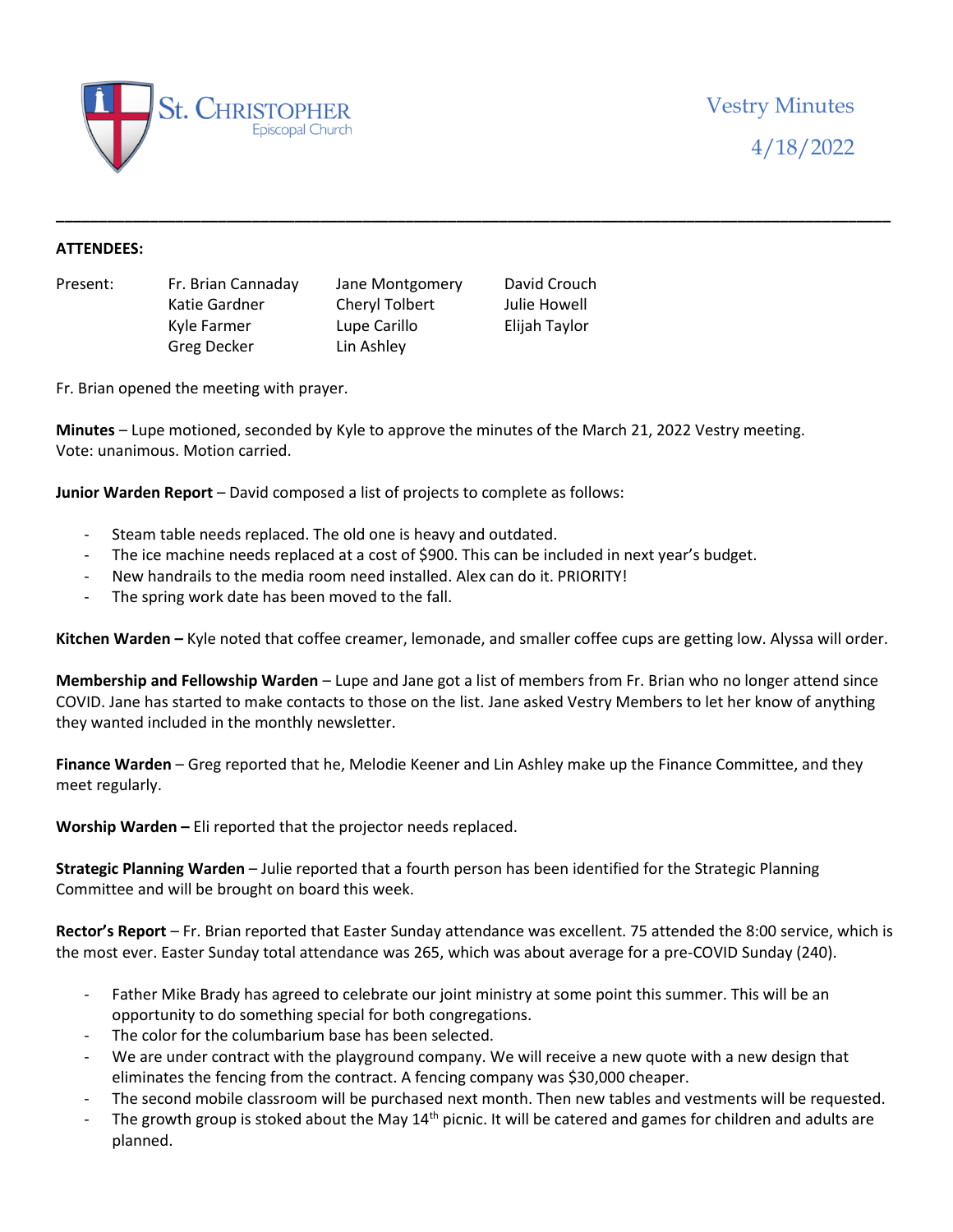St. Christopher Episcopal Church

# Vestry Minutes

4/18/2022

---

**ATTENDEES:**

| Present: | Fr. Brian Cannaday | Jane Montgomery | David Crouch |
|---|---|---|---|
| | Katie Gardner | Cheryl Tolbert | Julie Howell |
| | Kyle Farmer | Lupe Carillo | Elijah Taylor |
| | Greg Decker | Lin Ashley | |

Fr. Brian opened the meeting with prayer.

**Minutes** – Lupe motioned, seconded by Kyle to approve the minutes of the March 21, 2022 Vestry meeting. Vote: unanimous. Motion carried.

**Junior Warden Report** – David composed a list of projects to complete as follows:

- Steam table needs replaced. The old one is heavy and outdated.
- The ice machine needs replaced at a cost of $900. This can be included in next year's budget.
- New handrails to the media room need installed. Alex can do it. PRIORITY!
- The spring work date has been moved to the fall.

**Kitchen Warden –** Kyle noted that coffee creamer, lemonade, and smaller coffee cups are getting low. Alyssa will order.

**Membership and Fellowship Warden** – Lupe and Jane got a list of members from Fr. Brian who no longer attend since COVID. Jane has started to make contacts to those on the list. Jane asked Vestry Members to let her know of anything they wanted included in the monthly newsletter.

**Finance Warden** – Greg reported that he, Melodie Keener and Lin Ashley make up the Finance Committee, and they meet regularly.

**Worship Warden –** Eli reported that the projector needs replaced.

**Strategic Planning Warden** – Julie reported that a fourth person has been identified for the Strategic Planning Committee and will be brought on board this week.

**Rector's Report** – Fr. Brian reported that Easter Sunday attendance was excellent. 75 attended the 8:00 service, which is the most ever. Easter Sunday total attendance was 265, which was about average for a pre-COVID Sunday (240).

- Father Mike Brady has agreed to celebrate our joint ministry at some point this summer. This will be an opportunity to do something special for both congregations.
- The color for the columbarium base has been selected.
- We are under contract with the playground company. We will receive a new quote with a new design that eliminates the fencing from the contract. A fencing company was $30,000 cheaper.
- The second mobile classroom will be purchased next month. Then new tables and vestments will be requested.
- The growth group is stoked about the May 14th picnic. It will be catered and games for children and adults are planned.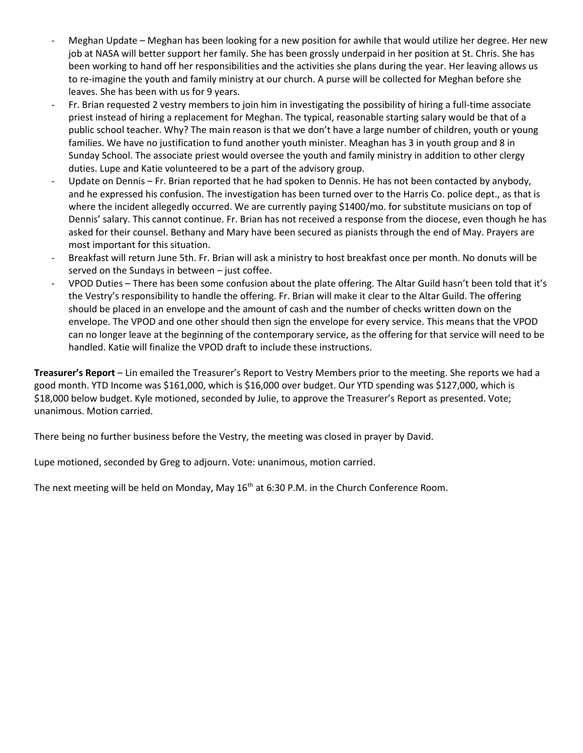- Meghan Update – Meghan has been looking for a new position for awhile that would utilize her degree. Her new job at NASA will better support her family. She has been grossly underpaid in her position at St. Chris. She has been working to hand off her responsibilities and the activities she plans during the year. Her leaving allows us to re-imagine the youth and family ministry at our church. A purse will be collected for Meghan before she leaves. She has been with us for 9 years.
- Fr. Brian requested 2 vestry members to join him in investigating the possibility of hiring a full-time associate priest instead of hiring a replacement for Meghan. The typical, reasonable starting salary would be that of a public school teacher. Why? The main reason is that we don't have a large number of children, youth or young families. We have no justification to fund another youth minister. Meaghan has 3 in youth group and 8 in Sunday School. The associate priest would oversee the youth and family ministry in addition to other clergy duties. Lupe and Katie volunteered to be a part of the advisory group.
- Update on Dennis – Fr. Brian reported that he had spoken to Dennis. He has not been contacted by anybody, and he expressed his confusion. The investigation has been turned over to the Harris Co. police dept., as that is where the incident allegedly occurred. We are currently paying $1400/mo. for substitute musicians on top of Dennis' salary. This cannot continue. Fr. Brian has not received a response from the diocese, even though he has asked for their counsel. Bethany and Mary have been secured as pianists through the end of May. Prayers are most important for this situation.
- Breakfast will return June 5th. Fr. Brian will ask a ministry to host breakfast once per month. No donuts will be served on the Sundays in between – just coffee.
- VPOD Duties – There has been some confusion about the plate offering. The Altar Guild hasn't been told that it's the Vestry's responsibility to handle the offering. Fr. Brian will make it clear to the Altar Guild. The offering should be placed in an envelope and the amount of cash and the number of checks written down on the envelope. The VPOD and one other should then sign the envelope for every service. This means that the VPOD can no longer leave at the beginning of the contemporary service, as the offering for that service will need to be handled. Katie will finalize the VPOD draft to include these instructions.

**Treasurer's Report** – Lin emailed the Treasurer's Report to Vestry Members prior to the meeting. She reports we had a good month. YTD Income was $161,000, which is $16,000 over budget. Our YTD spending was $127,000, which is $18,000 below budget. Kyle motioned, seconded by Julie, to approve the Treasurer's Report as presented. Vote; unanimous. Motion carried.

There being no further business before the Vestry, the meeting was closed in prayer by David.

Lupe motioned, seconded by Greg to adjourn. Vote: unanimous, motion carried.

The next meeting will be held on Monday, May 16th at 6:30 P.M. in the Church Conference Room.